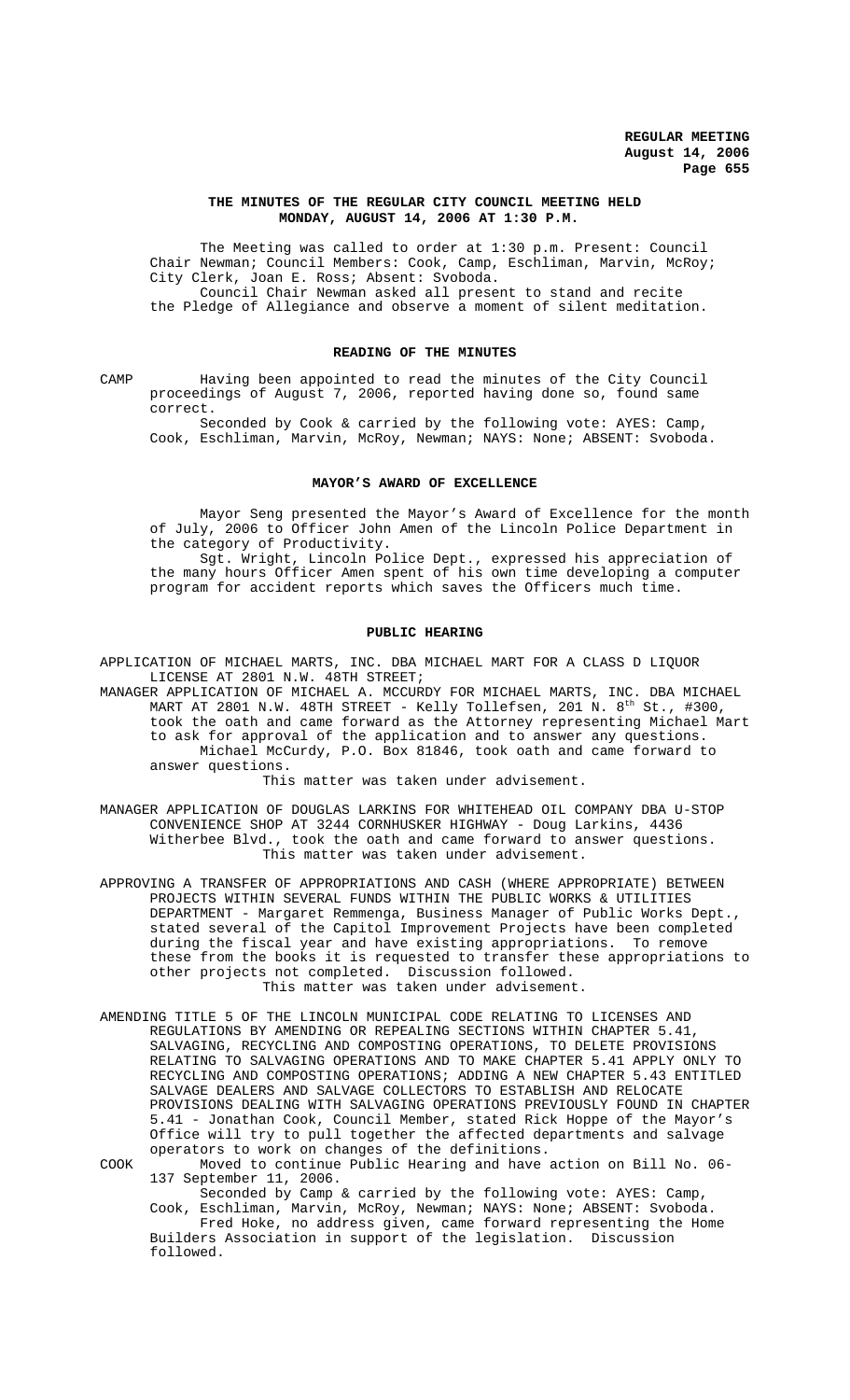**THE MINUTES OF THE REGULAR CITY COUNCIL MEETING HELD MONDAY, AUGUST 14, 2006 AT 1:30 P.M.**

The Meeting was called to order at 1:30 p.m. Present: Council Chair Newman; Council Members: Cook, Camp, Eschliman, Marvin, McRoy; City Clerk, Joan E. Ross; Absent: Svoboda.

Council Chair Newman asked all present to stand and recite the Pledge of Allegiance and observe a moment of silent meditation.

**READING OF THE MINUTES**

CAMP Having been appointed to read the minutes of the City Council proceedings of August 7, 2006, reported having done so, found same correct.

Seconded by Cook & carried by the following vote: AYES: Camp, Cook, Eschliman, Marvin, McRoy, Newman; NAYS: None; ABSENT: Svoboda.

**MAYOR'S AWARD OF EXCELLENCE**

Mayor Seng presented the Mayor's Award of Excellence for the month of July, 2006 to Officer John Amen of the Lincoln Police Department in the category of Productivity.

Sgt. Wright, Lincoln Police Dept., expressed his appreciation of the many hours Officer Amen spent of his own time developing a computer program for accident reports which saves the Officers much time.

**PUBLIC HEARING**

APPLICATION OF MICHAEL MARTS, INC. DBA MICHAEL MART FOR A CLASS D LIQUOR LICENSE AT 2801 N.W. 48TH STREET;

MANAGER APPLICATION OF MICHAEL A. MCCURDY FOR MICHAEL MARTS, INC. DBA MICHAEL MART AT 2801 N.W. 48TH STREET - Kelly Tollefsen, 201 N. 8th St., #300, took the oath and came forward as the Attorney representing Michael Mart to ask for approval of the application and to answer any questions.

Michael McCurdy, P.O. Box 81846, took oath and came forward to answer questions.

This matter was taken under advisement.

MANAGER APPLICATION OF DOUGLAS LARKINS FOR WHITEHEAD OIL COMPANY DBA U-STOP CONVENIENCE SHOP AT 3244 CORNHUSKER HIGHWAY - Doug Larkins, 4436 Witherbee Blvd., took the oath and came forward to answer questions.

This matter was taken under advisement.

APPROVING A TRANSFER OF APPROPRIATIONS AND CASH (WHERE APPROPRIATE) BETWEEN PROJECTS WITHIN SEVERAL FUNDS WITHIN THE PUBLIC WORKS & UTILITIES DEPARTMENT - Margaret Remmenga, Business Manager of Public Works Dept., stated several of the Capitol Improvement Projects have been completed during the fiscal year and have existing appropriations. To remove these from the books it is requested to transfer these appropriations to other projects not completed. Discussion followed.

This matter was taken under advisement.

AMENDING TITLE 5 OF THE LINCOLN MUNICIPAL CODE RELATING TO LICENSES AND REGULATIONS BY AMENDING OR REPEALING SECTIONS WITHIN CHAPTER 5.41, SALVAGING, RECYCLING AND COMPOSTING OPERATIONS, TO DELETE PROVISIONS RELATING TO SALVAGING OPERATIONS AND TO MAKE CHAPTER 5.41 APPLY ONLY TO RECYCLING AND COMPOSTING OPERATIONS; ADDING A NEW CHAPTER 5.43 ENTITLED SALVAGE DEALERS AND SALVAGE COLLECTORS TO ESTABLISH AND RELOCATE PROVISIONS DEALING WITH SALVAGING OPERATIONS PREVIOUSLY FOUND IN CHAPTER 5.41 - Jonathan Cook, Council Member, stated Rick Hoppe of the Mayor's Office will try to pull together the affected departments and salvage operators to work on changes of the definitions.

COOK Moved to continue Public Hearing and have action on Bill No. 06-137 September 11, 2006.

Seconded by Camp & carried by the following vote: AYES: Camp, Cook, Eschliman, Marvin, McRoy, Newman; NAYS: None; ABSENT: Svoboda.

Fred Hoke, no address given, came forward representing the Home Builders Association in support of the legislation. Discussion followed.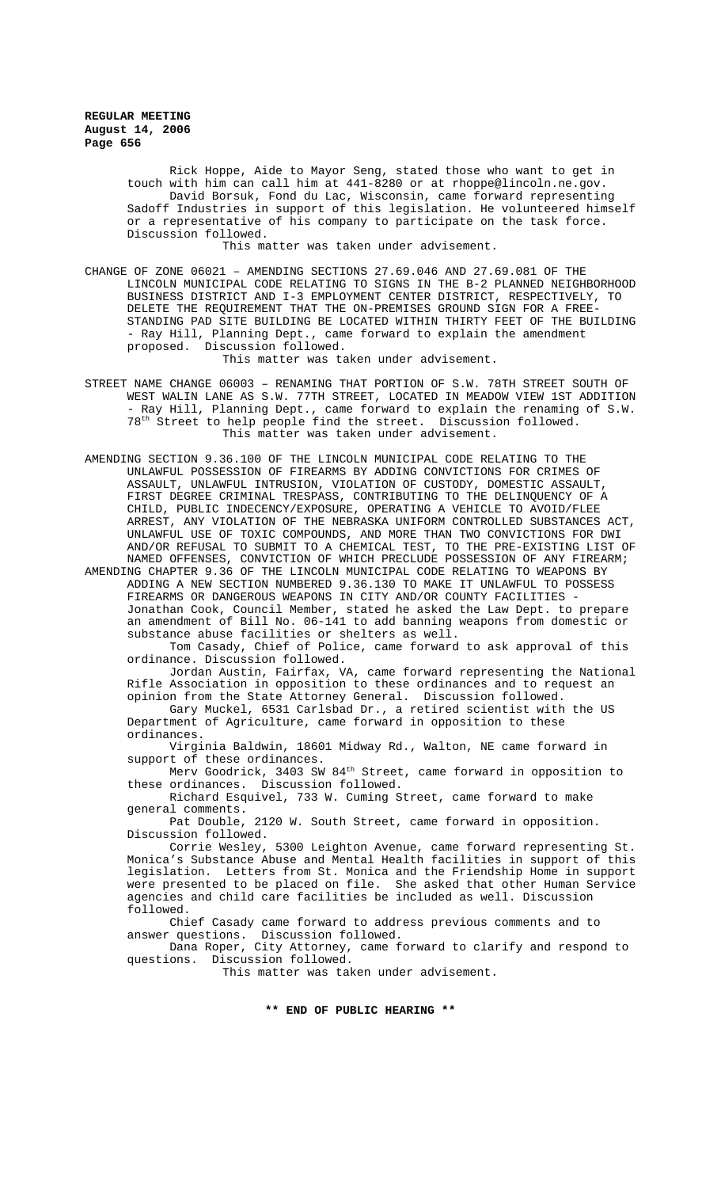Rick Hoppe, Aide to Mayor Seng, stated those who want to get in touch with him can call him at 441-8280 or at rhoppe@lincoln.ne.gov.

David Borsuk, Fond du Lac, Wisconsin, came forward representing Sadoff Industries in support of this legislation. He volunteered himself or a representative of his company to participate on the task force. Discussion followed.

This matter was taken under advisement.

CHANGE OF ZONE 06021 – AMENDING SECTIONS 27.69.046 AND 27.69.081 OF THE LINCOLN MUNICIPAL CODE RELATING TO SIGNS IN THE B-2 PLANNED NEIGHBORHOOD BUSINESS DISTRICT AND I-3 EMPLOYMENT CENTER DISTRICT, RESPECTIVELY, TO DELETE THE REQUIREMENT THAT THE ON-PREMISES GROUND SIGN FOR A FREE-STANDING PAD SITE BUILDING BE LOCATED WITHIN THIRTY FEET OF THE BUILDING - Ray Hill, Planning Dept., came forward to explain the amendment proposed. Discussion followed.

This matter was taken under advisement.

STREET NAME CHANGE 06003 – RENAMING THAT PORTION OF S.W. 78TH STREET SOUTH OF WEST WALIN LANE AS S.W. 77TH STREET, LOCATED IN MEADOW VIEW 1ST ADDITION - Ray Hill, Planning Dept., came forward to explain the renaming of S.W. 78th Street to help people find the street. Discussion followed.

This matter was taken under advisement.

AMENDING SECTION 9.36.100 OF THE LINCOLN MUNICIPAL CODE RELATING TO THE UNLAWFUL POSSESSION OF FIREARMS BY ADDING CONVICTIONS FOR CRIMES OF ASSAULT, UNLAWFUL INTRUSION, VIOLATION OF CUSTODY, DOMESTIC ASSAULT, FIRST DEGREE CRIMINAL TRESPASS, CONTRIBUTING TO THE DELINQUENCY OF A CHILD, PUBLIC INDECENCY/EXPOSURE, OPERATING A VEHICLE TO AVOID/FLEE ARREST, ANY VIOLATION OF THE NEBRASKA UNIFORM CONTROLLED SUBSTANCES ACT, UNLAWFUL USE OF TOXIC COMPOUNDS, AND MORE THAN TWO CONVICTIONS FOR DWI AND/OR REFUSAL TO SUBMIT TO A CHEMICAL TEST, TO THE PRE-EXISTING LIST OF NAMED OFFENSES, CONVICTION OF WHICH PRECLUDE POSSESSION OF ANY FIREARM;

AMENDING CHAPTER 9.36 OF THE LINCOLN MUNICIPAL CODE RELATING TO WEAPONS BY ADDING A NEW SECTION NUMBERED 9.36.130 TO MAKE IT UNLAWFUL TO POSSESS FIREARMS OR DANGEROUS WEAPONS IN CITY AND/OR COUNTY FACILITIES - Jonathan Cook, Council Member, stated he asked the Law Dept. to prepare an amendment of Bill No. 06-141 to add banning weapons from domestic or substance abuse facilities or shelters as well.

Tom Casady, Chief of Police, came forward to ask approval of this ordinance. Discussion followed.

Jordan Austin, Fairfax, VA, came forward representing the National Rifle Association in opposition to these ordinances and to request an opinion from the State Attorney General. Discussion followed.

Gary Muckel, 6531 Carlsbad Dr., a retired scientist with the US Department of Agriculture, came forward in opposition to these ordinances.

Virginia Baldwin, 18601 Midway Rd., Walton, NE came forward in support of these ordinances.

Merv Goodrick, 3403 SW 84th Street, came forward in opposition to these ordinances. Discussion followed.

Richard Esquivel, 733 W. Cuming Street, came forward to make general comments.

Pat Double, 2120 W. South Street, came forward in opposition. Discussion followed.

Corrie Wesley, 5300 Leighton Avenue, came forward representing St. Monica's Substance Abuse and Mental Health facilities in support of this legislation. Letters from St. Monica and the Friendship Home in support were presented to be placed on file. She asked that other Human Service agencies and child care facilities be included as well. Discussion followed.

Chief Casady came forward to address previous comments and to answer questions. Discussion followed.

Dana Roper, City Attorney, came forward to clarify and respond to questions. Discussion followed.

This matter was taken under advisement.

**\*\* END OF PUBLIC HEARING \*\***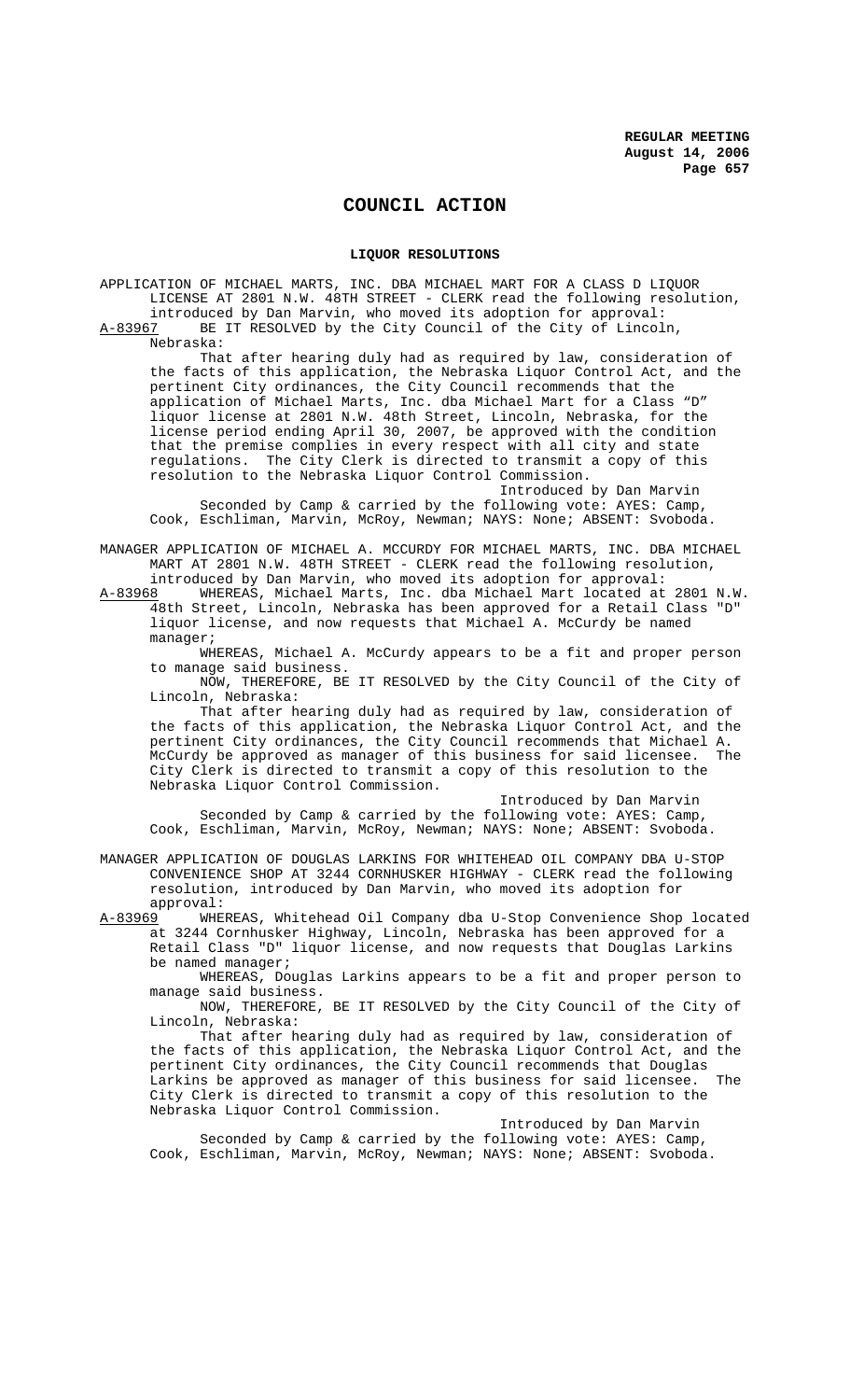# COUNCIL ACTION

## LIQUOR RESOLUTIONS

APPLICATION OF MICHAEL MARTS, INC. DBA MICHAEL MART FOR A CLASS D LIQUOR LICENSE AT 2801 N.W. 48TH STREET - CLERK read the following resolution, introduced by Dan Marvin, who moved its adoption for approval:

A-83967 BE IT RESOLVED by the City Council of the City of Lincoln, Nebraska:

That after hearing duly had as required by law, consideration of the facts of this application, the Nebraska Liquor Control Act, and the pertinent City ordinances, the City Council recommends that the application of Michael Marts, Inc. dba Michael Mart for a Class "D" liquor license at 2801 N.W. 48th Street, Lincoln, Nebraska, for the license period ending April 30, 2007, be approved with the condition that the premise complies in every respect with all city and state regulations. The City Clerk is directed to transmit a copy of this resolution to the Nebraska Liquor Control Commission.

Introduced by Dan Marvin

Seconded by Camp & carried by the following vote: AYES: Camp, Cook, Eschliman, Marvin, McRoy, Newman; NAYS: None; ABSENT: Svoboda.

MANAGER APPLICATION OF MICHAEL A. MCCURDY FOR MICHAEL MARTS, INC. DBA MICHAEL MART AT 2801 N.W. 48TH STREET - CLERK read the following resolution, introduced by Dan Marvin, who moved its adoption for approval:

A-83968 WHEREAS, Michael Marts, Inc. dba Michael Mart located at 2801 N.W. 48th Street, Lincoln, Nebraska has been approved for a Retail Class "D" liquor license, and now requests that Michael A. McCurdy be named manager;

WHEREAS, Michael A. McCurdy appears to be a fit and proper person to manage said business.

NOW, THEREFORE, BE IT RESOLVED by the City Council of the City of Lincoln, Nebraska:

That after hearing duly had as required by law, consideration of the facts of this application, the Nebraska Liquor Control Act, and the pertinent City ordinances, the City Council recommends that Michael A. McCurdy be approved as manager of this business for said licensee. The City Clerk is directed to transmit a copy of this resolution to the Nebraska Liquor Control Commission.

Introduced by Dan Marvin

Seconded by Camp & carried by the following vote: AYES: Camp, Cook, Eschliman, Marvin, McRoy, Newman; NAYS: None; ABSENT: Svoboda.

MANAGER APPLICATION OF DOUGLAS LARKINS FOR WHITEHEAD OIL COMPANY DBA U-STOP CONVENIENCE SHOP AT 3244 CORNHUSKER HIGHWAY - CLERK read the following resolution, introduced by Dan Marvin, who moved its adoption for approval:

A-83969 WHEREAS, Whitehead Oil Company dba U-Stop Convenience Shop located at 3244 Cornhusker Highway, Lincoln, Nebraska has been approved for a Retail Class "D" liquor license, and now requests that Douglas Larkins be named manager;

WHEREAS, Douglas Larkins appears to be a fit and proper person to manage said business.

NOW, THEREFORE, BE IT RESOLVED by the City Council of the City of Lincoln, Nebraska:

That after hearing duly had as required by law, consideration of the facts of this application, the Nebraska Liquor Control Act, and the pertinent City ordinances, the City Council recommends that Douglas Larkins be approved as manager of this business for said licensee. The City Clerk is directed to transmit a copy of this resolution to the Nebraska Liquor Control Commission.

Introduced by Dan Marvin

Seconded by Camp & carried by the following vote: AYES: Camp, Cook, Eschliman, Marvin, McRoy, Newman; NAYS: None; ABSENT: Svoboda.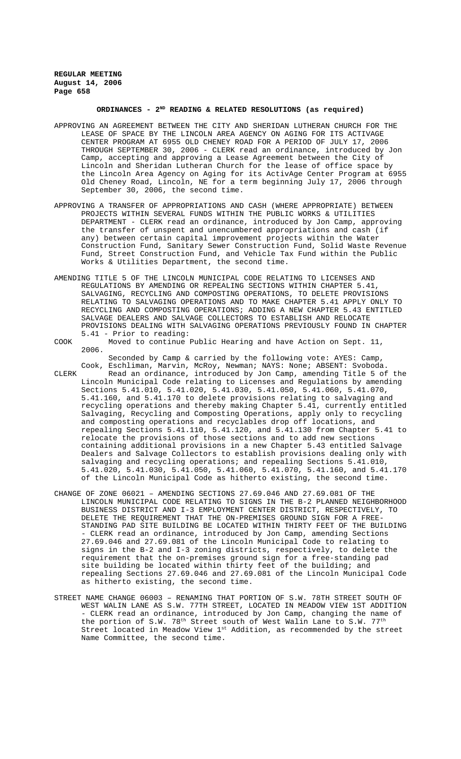## ORDINANCES - 2ND READING & RELATED RESOLUTIONS (as required)

APPROVING AN AGREEMENT BETWEEN THE CITY AND SHERIDAN LUTHERAN CHURCH FOR THE LEASE OF SPACE BY THE LINCOLN AREA AGENCY ON AGING FOR ITS ACTIVAGE CENTER PROGRAM AT 6955 OLD CHENEY ROAD FOR A PERIOD OF JULY 17, 2006 THROUGH SEPTEMBER 30, 2006 - CLERK read an ordinance, introduced by Jon Camp, accepting and approving a Lease Agreement between the City of Lincoln and Sheridan Lutheran Church for the lease of office space by the Lincoln Area Agency on Aging for its ActivAge Center Program at 6955 Old Cheney Road, Lincoln, NE for a term beginning July 17, 2006 through September 30, 2006, the second time.

APPROVING A TRANSFER OF APPROPRIATIONS AND CASH (WHERE APPROPRIATE) BETWEEN PROJECTS WITHIN SEVERAL FUNDS WITHIN THE PUBLIC WORKS & UTILITIES DEPARTMENT - CLERK read an ordinance, introduced by Jon Camp, approving the transfer of unspent and unencumbered appropriations and cash (if any) between certain capital improvement projects within the Water Construction Fund, Sanitary Sewer Construction Fund, Solid Waste Revenue Fund, Street Construction Fund, and Vehicle Tax Fund within the Public Works & Utilities Department, the second time.

AMENDING TITLE 5 OF THE LINCOLN MUNICIPAL CODE RELATING TO LICENSES AND REGULATIONS BY AMENDING OR REPEALING SECTIONS WITHIN CHAPTER 5.41, SALVAGING, RECYCLING AND COMPOSTING OPERATIONS, TO DELETE PROVISIONS RELATING TO SALVAGING OPERATIONS AND TO MAKE CHAPTER 5.41 APPLY ONLY TO RECYCLING AND COMPOSTING OPERATIONS; ADDING A NEW CHAPTER 5.43 ENTITLED SALVAGE DEALERS AND SALVAGE COLLECTORS TO ESTABLISH AND RELOCATE PROVISIONS DEALING WITH SALVAGING OPERATIONS PREVIOUSLY FOUND IN CHAPTER 5.41 - Prior to reading:

COOK Moved to continue Public Hearing and have Action on Sept. 11, 2006.

Seconded by Camp & carried by the following vote: AYES: Camp, Cook, Eschliman, Marvin, McRoy, Newman; NAYS: None; ABSENT: Svoboda.

CLERK Read an ordinance, introduced by Jon Camp, amending Title 5 of the Lincoln Municipal Code relating to Licenses and Regulations by amending Sections 5.41.010, 5.41.020, 5.41.030, 5.41.050, 5.41.060, 5.41.070, 5.41.160, and 5.41.170 to delete provisions relating to salvaging and recycling operations and thereby making Chapter 5.41, currently entitled Salvaging, Recycling and Composting Operations, apply only to recycling and composting operations and recyclables drop off locations, and repealing Sections 5.41.110, 5.41.120, and 5.41.130 from Chapter 5.41 to relocate the provisions of those sections and to add new sections containing additional provisions in a new Chapter 5.43 entitled Salvage Dealers and Salvage Collectors to establish provisions dealing only with salvaging and recycling operations; and repealing Sections 5.41.010, 5.41.020, 5.41.030, 5.41.050, 5.41.060, 5.41.070, 5.41.160, and 5.41.170 of the Lincoln Municipal Code as hitherto existing, the second time.

CHANGE OF ZONE 06021 – AMENDING SECTIONS 27.69.046 AND 27.69.081 OF THE LINCOLN MUNICIPAL CODE RELATING TO SIGNS IN THE B-2 PLANNED NEIGHBORHOOD BUSINESS DISTRICT AND I-3 EMPLOYMENT CENTER DISTRICT, RESPECTIVELY, TO DELETE THE REQUIREMENT THAT THE ON-PREMISES GROUND SIGN FOR A FREE-STANDING PAD SITE BUILDING BE LOCATED WITHIN THIRTY FEET OF THE BUILDING - CLERK read an ordinance, introduced by Jon Camp, amending Sections 27.69.046 and 27.69.081 of the Lincoln Municipal Code to relating to signs in the B-2 and I-3 zoning districts, respectively, to delete the requirement that the on-premises ground sign for a free-standing pad site building be located within thirty feet of the building; and repealing Sections 27.69.046 and 27.69.081 of the Lincoln Municipal Code as hitherto existing, the second time.

STREET NAME CHANGE 06003 – RENAMING THAT PORTION OF S.W. 78TH STREET SOUTH OF WEST WALIN LANE AS S.W. 77TH STREET, LOCATED IN MEADOW VIEW 1ST ADDITION - CLERK read an ordinance, introduced by Jon Camp, changing the name of the portion of S.W. 78th Street south of West Walin Lane to S.W. 77th Street located in Meadow View 1st Addition, as recommended by the street Name Committee, the second time.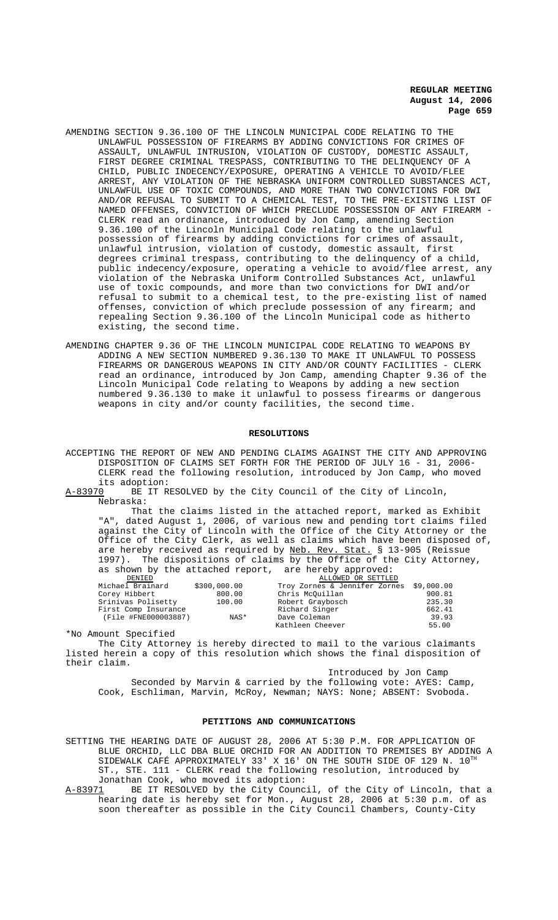AMENDING SECTION 9.36.100 OF THE LINCOLN MUNICIPAL CODE RELATING TO THE UNLAWFUL POSSESSION OF FIREARMS BY ADDING CONVICTIONS FOR CRIMES OF ASSAULT, UNLAWFUL INTRUSION, VIOLATION OF CUSTODY, DOMESTIC ASSAULT, FIRST DEGREE CRIMINAL TRESPASS, CONTRIBUTING TO THE DELINQUENCY OF A CHILD, PUBLIC INDECENCY/EXPOSURE, OPERATING A VEHICLE TO AVOID/FLEE ARREST, ANY VIOLATION OF THE NEBRASKA UNIFORM CONTROLLED SUBSTANCES ACT, UNLAWFUL USE OF TOXIC COMPOUNDS, AND MORE THAN TWO CONVICTIONS FOR DWI AND/OR REFUSAL TO SUBMIT TO A CHEMICAL TEST, TO THE PRE-EXISTING LIST OF NAMED OFFENSES, CONVICTION OF WHICH PRECLUDE POSSESSION OF ANY FIREARM - CLERK read an ordinance, introduced by Jon Camp, amending Section 9.36.100 of the Lincoln Municipal Code relating to the unlawful possession of firearms by adding convictions for crimes of assault, unlawful intrusion, violation of custody, domestic assault, first degrees criminal trespass, contributing to the delinquency of a child, public indecency/exposure, operating a vehicle to avoid/flee arrest, any violation of the Nebraska Uniform Controlled Substances Act, unlawful use of toxic compounds, and more than two convictions for DWI and/or refusal to submit to a chemical test, to the pre-existing list of named offenses, conviction of which preclude possession of any firearm; and repealing Section 9.36.100 of the Lincoln Municipal code as hitherto existing, the second time.

AMENDING CHAPTER 9.36 OF THE LINCOLN MUNICIPAL CODE RELATING TO WEAPONS BY ADDING A NEW SECTION NUMBERED 9.36.130 TO MAKE IT UNLAWFUL TO POSSESS FIREARMS OR DANGEROUS WEAPONS IN CITY AND/OR COUNTY FACILITIES - CLERK read an ordinance, introduced by Jon Camp, amending Chapter 9.36 of the Lincoln Municipal Code relating to Weapons by adding a new section numbered 9.36.130 to make it unlawful to possess firearms or dangerous weapons in city and/or county facilities, the second time.

## RESOLUTIONS

ACCEPTING THE REPORT OF NEW AND PENDING CLAIMS AGAINST THE CITY AND APPROVING DISPOSITION OF CLAIMS SET FORTH FOR THE PERIOD OF JULY 16 - 31, 2006- CLERK read the following resolution, introduced by Jon Camp, who moved its adoption:

A-83970 BE IT RESOLVED by the City Council of the City of Lincoln, Nebraska:

That the claims listed in the attached report, marked as Exhibit "A", dated August 1, 2006, of various new and pending tort claims filed against the City of Lincoln with the Office of the City Attorney or the Office of the City Clerk, as well as claims which have been disposed of, are hereby received as required by Neb. Rev. Stat. § 13-905 (Reissue 1997). The dispositions of claims by the Office of the City Attorney, as shown by the attached report, are hereby approved:

| DENIED | | ALLOWED OR SETTLED | |
|---|---|---|---|
| Michael Brainard | $300,000.00 | Troy Zornes & Jennifer Zornes | $9,000.00 |
| Corey Hibbert | 800.00 | Chris McQuillan | 900.81 |
| Srinivas Polisetty | 100.00 | Robert Grayboach | 235.30 |
| First Comp Insurance | | Richard Singer | 662.41 |
| (File #FNE000003887) | NAS* | Dave Coleman | 39.93 |
| | | Kathleen Cheever | 55.00 |

*No Amount Specified

The City Attorney is hereby directed to mail to the various claimants listed herein a copy of this resolution which shows the final disposition of their claim.

Introduced by Jon Camp

Seconded by Marvin & carried by the following vote: AYES: Camp, Cook, Eschliman, Marvin, McRoy, Newman; NAYS: None; ABSENT: Svoboda.

## PETITIONS AND COMMUNICATIONS

SETTING THE HEARING DATE OF AUGUST 28, 2006 AT 5:30 P.M. FOR APPLICATION OF BLUE ORCHID, LLC DBA BLUE ORCHID FOR AN ADDITION TO PREMISES BY ADDING A SIDEWALK CAFÉ APPROXIMATELY 33' X 16' ON THE SOUTH SIDE OF 129 N. 10TH ST., STE. 111 - CLERK read the following resolution, introduced by Jonathan Cook, who moved its adoption:

A-83971 BE IT RESOLVED by the City Council, of the City of Lincoln, that a hearing date is hereby set for Mon., August 28, 2006 at 5:30 p.m. of as soon thereafter as possible in the City Council Chambers, County-City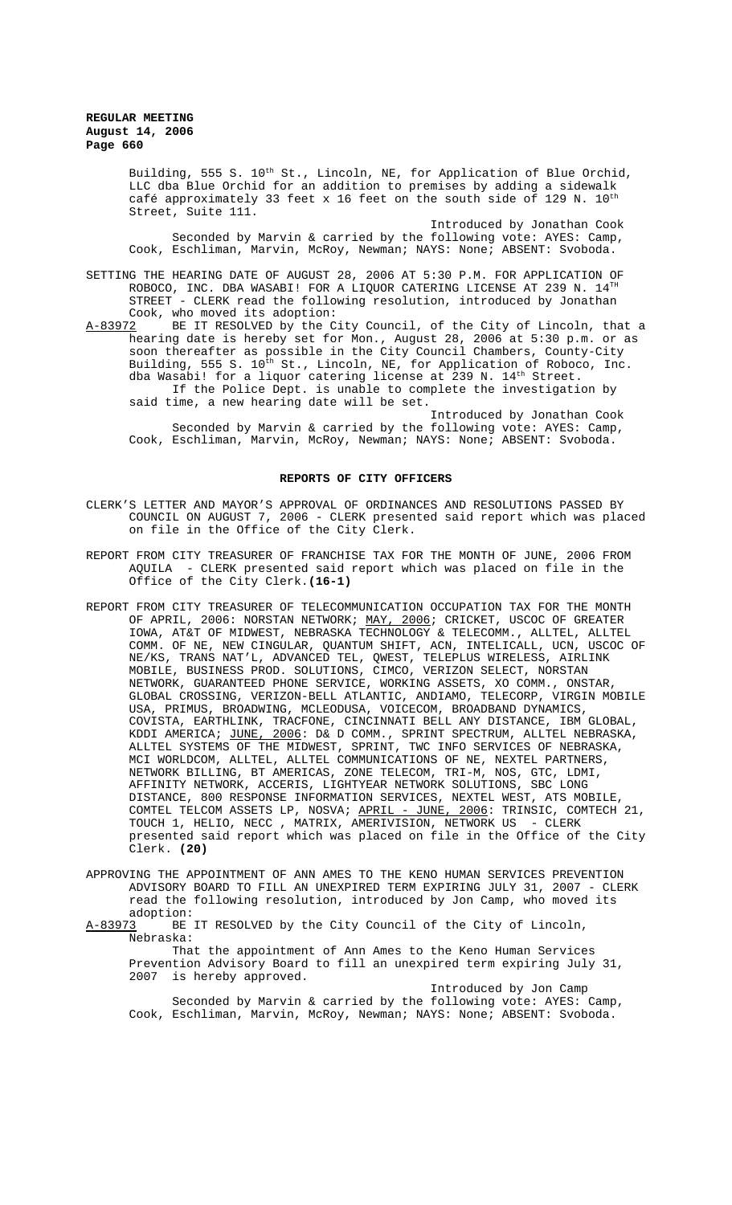Building, 555 S. 10th St., Lincoln, NE, for Application of Blue Orchid, LLC dba Blue Orchid for an addition to premises by adding a sidewalk café approximately 33 feet x 16 feet on the south side of 129 N. 10th Street, Suite 111.

Introduced by Jonathan Cook

Seconded by Marvin & carried by the following vote: AYES: Camp, Cook, Eschliman, Marvin, McRoy, Newman; NAYS: None; ABSENT: Svoboda.

SETTING THE HEARING DATE OF AUGUST 28, 2006 AT 5:30 P.M. FOR APPLICATION OF ROBOCO, INC. DBA WASABI! FOR A LIQUOR CATERING LICENSE AT 239 N. 14TH STREET - CLERK read the following resolution, introduced by Jonathan Cook, who moved its adoption:

A-83972 BE IT RESOLVED by the City Council, of the City of Lincoln, that a hearing date is hereby set for Mon., August 28, 2006 at 5:30 p.m. or as soon thereafter as possible in the City Council Chambers, County-City Building, 555 S. 10th St., Lincoln, NE, for Application of Roboco, Inc. dba Wasabi! for a liquor catering license at 239 N. 14th Street.

If the Police Dept. is unable to complete the investigation by said time, a new hearing date will be set.

Introduced by Jonathan Cook

Seconded by Marvin & carried by the following vote: AYES: Camp, Cook, Eschliman, Marvin, McRoy, Newman; NAYS: None; ABSENT: Svoboda.

## REPORTS OF CITY OFFICERS

CLERK'S LETTER AND MAYOR'S APPROVAL OF ORDINANCES AND RESOLUTIONS PASSED BY COUNCIL ON AUGUST 7, 2006 - CLERK presented said report which was placed on file in the Office of the City Clerk.

REPORT FROM CITY TREASURER OF FRANCHISE TAX FOR THE MONTH OF JUNE, 2006 FROM AQUILA - CLERK presented said report which was placed on file in the Office of the City Clerk. **(16-1)**

REPORT FROM CITY TREASURER OF TELECOMMUNICATION OCCUPATION TAX FOR THE MONTH OF APRIL, 2006: NORSTAN NETWORK; MAY, 2006; CRICKET, USCOC OF GREATER IOWA, AT&T OF MIDWEST, NEBRASKA TECHNOLOGY & TELECOMM., ALLTEL, ALLTEL COMM. OF NE, NEW CINGULAR, QUANTUM SHIFT, ACN, INTELICALL, UCN, USCOC OF NE/KS, TRANS NAT'L, ADVANCED TEL, QWEST, TELEPLUS WIRELESS, AIRLINK MOBILE, BUSINESS PROD. SOLUTIONS, CIMCO, VERIZON SELECT, NORSTAN NETWORK, GUARANTEED PHONE SERVICE, WORKING ASSETS, XO COMM., ONSTAR, GLOBAL CROSSING, VERIZON-BELL ATLANTIC, ANDIAMO, TELECORP, VIRGIN MOBILE USA, PRIMUS, BROADWING, MCLEODUSA, VOICECOM, BROADBAND DYNAMICS, COVISTA, EARTHLINK, TRACFONE, CINCINNATI BELL ANY DISTANCE, IBM GLOBAL, KDDI AMERICA; JUNE, 2006: D& D COMM., SPRINT SPECTRUM, ALLTEL NEBRASKA, ALLTEL SYSTEMS OF THE MIDWEST, SPRINT, TWC INFO SERVICES OF NEBRASKA, MCI WORLDCOM, ALLTEL, ALLTEL COMMUNICATIONS OF NE, NEXTEL PARTNERS, NETWORK BILLING, BT AMERICAS, ZONE TELECOM, TRI-M, NOS, GTC, LDMI, AFFINITY NETWORK, ACCERIS, LIGHTYEAR NETWORK SOLUTIONS, SBC LONG DISTANCE, 800 RESPONSE INFORMATION SERVICES, NEXTEL WEST, ATS MOBILE, COMTEL TELCOM ASSETS LP, NOSVA; APRIL - JUNE, 2006: TRINSIC, COMTECH 21, TOUCH 1, HELIO, NECC , MATRIX, AMERIVISION, NETWORK US - CLERK presented said report which was placed on file in the Office of the City Clerk. **(20)**

APPROVING THE APPOINTMENT OF ANN AMES TO THE KENO HUMAN SERVICES PREVENTION ADVISORY BOARD TO FILL AN UNEXPIRED TERM EXPIRING JULY 31, 2007 - CLERK read the following resolution, introduced by Jon Camp, who moved its adoption:

A-83973 BE IT RESOLVED by the City Council of the City of Lincoln, Nebraska:

That the appointment of Ann Ames to the Keno Human Services Prevention Advisory Board to fill an unexpired term expiring July 31, 2007 is hereby approved.

Introduced by Jon Camp

Seconded by Marvin & carried by the following vote: AYES: Camp, Cook, Eschliman, Marvin, McRoy, Newman; NAYS: None; ABSENT: Svoboda.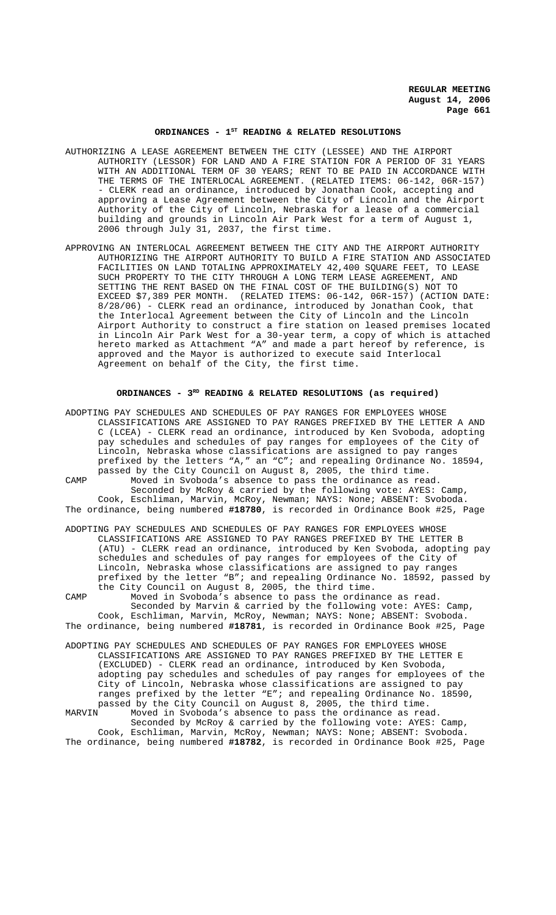## ORDINANCES - 1[ST] READING & RELATED RESOLUTIONS

AUTHORIZING A LEASE AGREEMENT BETWEEN THE CITY (LESSEE) AND THE AIRPORT AUTHORITY (LESSOR) FOR LAND AND A FIRE STATION FOR A PERIOD OF 31 YEARS WITH AN ADDITIONAL TERM OF 30 YEARS; RENT TO BE PAID IN ACCORDANCE WITH THE TERMS OF THE INTERLOCAL AGREEMENT. (RELATED ITEMS: 06-142, 06R-157) - CLERK read an ordinance, introduced by Jonathan Cook, accepting and approving a Lease Agreement between the City of Lincoln and the Airport Authority of the City of Lincoln, Nebraska for a lease of a commercial building and grounds in Lincoln Air Park West for a term of August 1, 2006 through July 31, 2037, the first time.

APPROVING AN INTERLOCAL AGREEMENT BETWEEN THE CITY AND THE AIRPORT AUTHORITY AUTHORIZING THE AIRPORT AUTHORITY TO BUILD A FIRE STATION AND ASSOCIATED FACILITIES ON LAND TOTALING APPROXIMATELY 42,400 SQUARE FEET, TO LEASE SUCH PROPERTY TO THE CITY THROUGH A LONG TERM LEASE AGREEMENT, AND SETTING THE RENT BASED ON THE FINAL COST OF THE BUILDING(S) NOT TO EXCEED $7,389 PER MONTH. (RELATED ITEMS: 06-142, 06R-157) (ACTION DATE: 8/28/06) - CLERK read an ordinance, introduced by Jonathan Cook, that the Interlocal Agreement between the City of Lincoln and the Lincoln Airport Authority to construct a fire station on leased premises located in Lincoln Air Park West for a 30-year term, a copy of which is attached hereto marked as Attachment "A" and made a part hereof by reference, is approved and the Mayor is authorized to execute said Interlocal Agreement on behalf of the City, the first time.

## ORDINANCES - 3[RD] READING & RELATED RESOLUTIONS (as required)

ADOPTING PAY SCHEDULES AND SCHEDULES OF PAY RANGES FOR EMPLOYEES WHOSE CLASSIFICATIONS ARE ASSIGNED TO PAY RANGES PREFIXED BY THE LETTER A AND C (LCEA) - CLERK read an ordinance, introduced by Ken Svoboda, adopting pay schedules and schedules of pay ranges for employees of the City of Lincoln, Nebraska whose classifications are assigned to pay ranges prefixed by the letters "A," an "C"; and repealing Ordinance No. 18594, passed by the City Council on August 8, 2005, the third time.

CAMP Moved in Svoboda's absence to pass the ordinance as read.
Seconded by McRoy & carried by the following vote: AYES: Camp, Cook, Eschliman, Marvin, McRoy, Newman; NAYS: None; ABSENT: Svoboda.
The ordinance, being numbered **#18780**, is recorded in Ordinance Book #25, Page

ADOPTING PAY SCHEDULES AND SCHEDULES OF PAY RANGES FOR EMPLOYEES WHOSE CLASSIFICATIONS ARE ASSIGNED TO PAY RANGES PREFIXED BY THE LETTER B (ATU) - CLERK read an ordinance, introduced by Ken Svoboda, adopting pay schedules and schedules of pay ranges for employees of the City of Lincoln, Nebraska whose classifications are assigned to pay ranges prefixed by the letter "B"; and repealing Ordinance No. 18592, passed by the City Council on August 8, 2005, the third time.

CAMP Moved in Svoboda's absence to pass the ordinance as read.
Seconded by Marvin & carried by the following vote: AYES: Camp, Cook, Eschliman, Marvin, McRoy, Newman; NAYS: None; ABSENT: Svoboda.
The ordinance, being numbered **#18781**, is recorded in Ordinance Book #25, Page

ADOPTING PAY SCHEDULES AND SCHEDULES OF PAY RANGES FOR EMPLOYEES WHOSE CLASSIFICATIONS ARE ASSIGNED TO PAY RANGES PREFIXED BY THE LETTER E (EXCLUDED) - CLERK read an ordinance, introduced by Ken Svoboda, adopting pay schedules and schedules of pay ranges for employees of the City of Lincoln, Nebraska whose classifications are assigned to pay ranges prefixed by the letter "E"; and repealing Ordinance No. 18590, passed by the City Council on August 8, 2005, the third time.

MARVIN Moved in Svoboda's absence to pass the ordinance as read.
Seconded by McRoy & carried by the following vote: AYES: Camp, Cook, Eschliman, Marvin, McRoy, Newman; NAYS: None; ABSENT: Svoboda.
The ordinance, being numbered **#18782**, is recorded in Ordinance Book #25, Page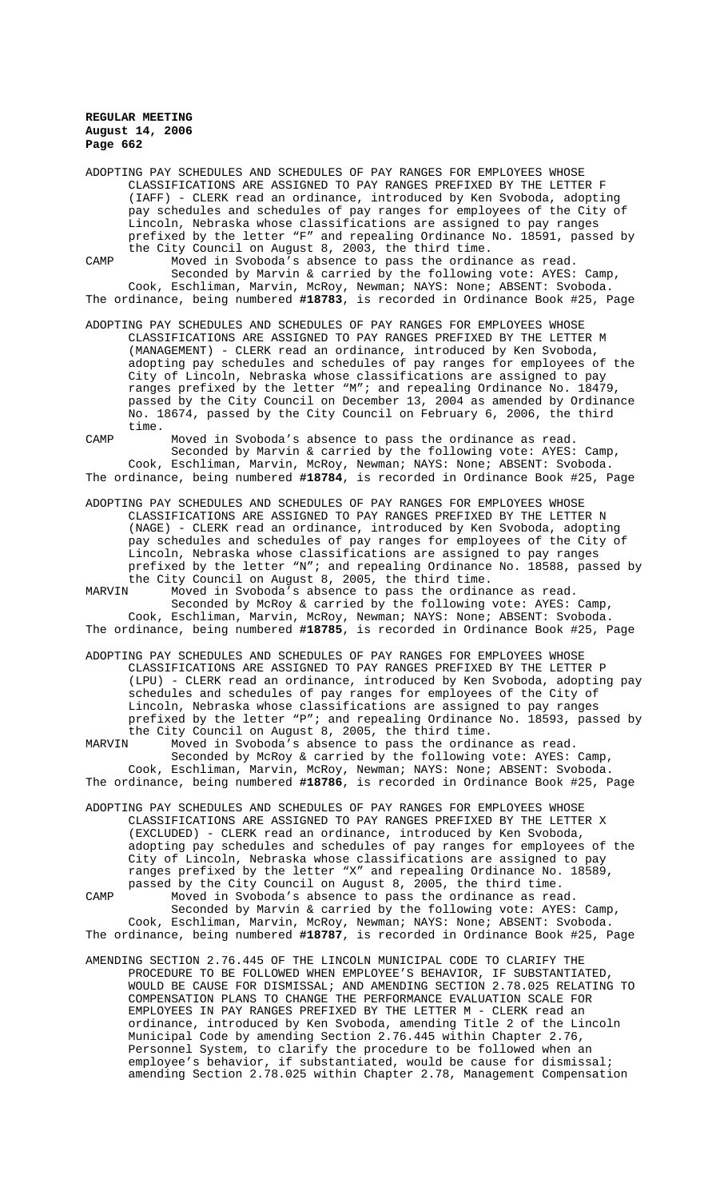ADOPTING PAY SCHEDULES AND SCHEDULES OF PAY RANGES FOR EMPLOYEES WHOSE CLASSIFICATIONS ARE ASSIGNED TO PAY RANGES PREFIXED BY THE LETTER F (IAFF) - CLERK read an ordinance, introduced by Ken Svoboda, adopting pay schedules and schedules of pay ranges for employees of the City of Lincoln, Nebraska whose classifications are assigned to pay ranges prefixed by the letter "F" and repealing Ordinance No. 18591, passed by the City Council on August 8, 2003, the third time.

CAMP Moved in Svoboda's absence to pass the ordinance as read.
Seconded by Marvin & carried by the following vote: AYES: Camp, Cook, Eschliman, Marvin, McRoy, Newman; NAYS: None; ABSENT: Svoboda.
The ordinance, being numbered **#18783**, is recorded in Ordinance Book #25, Page

ADOPTING PAY SCHEDULES AND SCHEDULES OF PAY RANGES FOR EMPLOYEES WHOSE CLASSIFICATIONS ARE ASSIGNED TO PAY RANGES PREFIXED BY THE LETTER M (MANAGEMENT) - CLERK read an ordinance, introduced by Ken Svoboda, adopting pay schedules and schedules of pay ranges for employees of the City of Lincoln, Nebraska whose classifications are assigned to pay ranges prefixed by the letter "M"; and repealing Ordinance No. 18479, passed by the City Council on December 13, 2004 as amended by Ordinance No. 18674, passed by the City Council on February 6, 2006, the third time.

CAMP Moved in Svoboda's absence to pass the ordinance as read.
Seconded by Marvin & carried by the following vote: AYES: Camp, Cook, Eschliman, Marvin, McRoy, Newman; NAYS: None; ABSENT: Svoboda.
The ordinance, being numbered **#18784**, is recorded in Ordinance Book #25, Page

ADOPTING PAY SCHEDULES AND SCHEDULES OF PAY RANGES FOR EMPLOYEES WHOSE CLASSIFICATIONS ARE ASSIGNED TO PAY RANGES PREFIXED BY THE LETTER N (NAGE) - CLERK read an ordinance, introduced by Ken Svoboda, adopting pay schedules and schedules of pay ranges for employees of the City of Lincoln, Nebraska whose classifications are assigned to pay ranges prefixed by the letter "N"; and repealing Ordinance No. 18588, passed by the City Council on August 8, 2005, the third time.

MARVIN Moved in Svoboda's absence to pass the ordinance as read.
Seconded by McRoy & carried by the following vote: AYES: Camp, Cook, Eschliman, Marvin, McRoy, Newman; NAYS: None; ABSENT: Svoboda.
The ordinance, being numbered **#18785**, is recorded in Ordinance Book #25, Page

ADOPTING PAY SCHEDULES AND SCHEDULES OF PAY RANGES FOR EMPLOYEES WHOSE CLASSIFICATIONS ARE ASSIGNED TO PAY RANGES PREFIXED BY THE LETTER P (LPU) - CLERK read an ordinance, introduced by Ken Svoboda, adopting pay schedules and schedules of pay ranges for employees of the City of Lincoln, Nebraska whose classifications are assigned to pay ranges prefixed by the letter "P"; and repealing Ordinance No. 18593, passed by the City Council on August 8, 2005, the third time.

MARVIN Moved in Svoboda's absence to pass the ordinance as read.
Seconded by McRoy & carried by the following vote: AYES: Camp, Cook, Eschliman, Marvin, McRoy, Newman; NAYS: None; ABSENT: Svoboda.
The ordinance, being numbered **#18786**, is recorded in Ordinance Book #25, Page

ADOPTING PAY SCHEDULES AND SCHEDULES OF PAY RANGES FOR EMPLOYEES WHOSE CLASSIFICATIONS ARE ASSIGNED TO PAY RANGES PREFIXED BY THE LETTER X (EXCLUDED) - CLERK read an ordinance, introduced by Ken Svoboda, adopting pay schedules and schedules of pay ranges for employees of the City of Lincoln, Nebraska whose classifications are assigned to pay ranges prefixed by the letter "X" and repealing Ordinance No. 18589, passed by the City Council on August 8, 2005, the third time.

CAMP Moved in Svoboda's absence to pass the ordinance as read.
Seconded by Marvin & carried by the following vote: AYES: Camp, Cook, Eschliman, Marvin, McRoy, Newman; NAYS: None; ABSENT: Svoboda.
The ordinance, being numbered **#18787**, is recorded in Ordinance Book #25, Page

AMENDING SECTION 2.76.445 OF THE LINCOLN MUNICIPAL CODE TO CLARIFY THE PROCEDURE TO BE FOLLOWED WHEN EMPLOYEE'S BEHAVIOR, IF SUBSTANTIATED, WOULD BE CAUSE FOR DISMISSAL; AND AMENDING SECTION 2.78.025 RELATING TO COMPENSATION PLANS TO CHANGE THE PERFORMANCE EVALUATION SCALE FOR EMPLOYEES IN PAY RANGES PREFIXED BY THE LETTER M - CLERK read an ordinance, introduced by Ken Svoboda, amending Title 2 of the Lincoln Municipal Code by amending Section 2.76.445 within Chapter 2.76, Personnel System, to clarify the procedure to be followed when an employee's behavior, if substantiated, would be cause for dismissal; amending Section 2.78.025 within Chapter 2.78, Management Compensation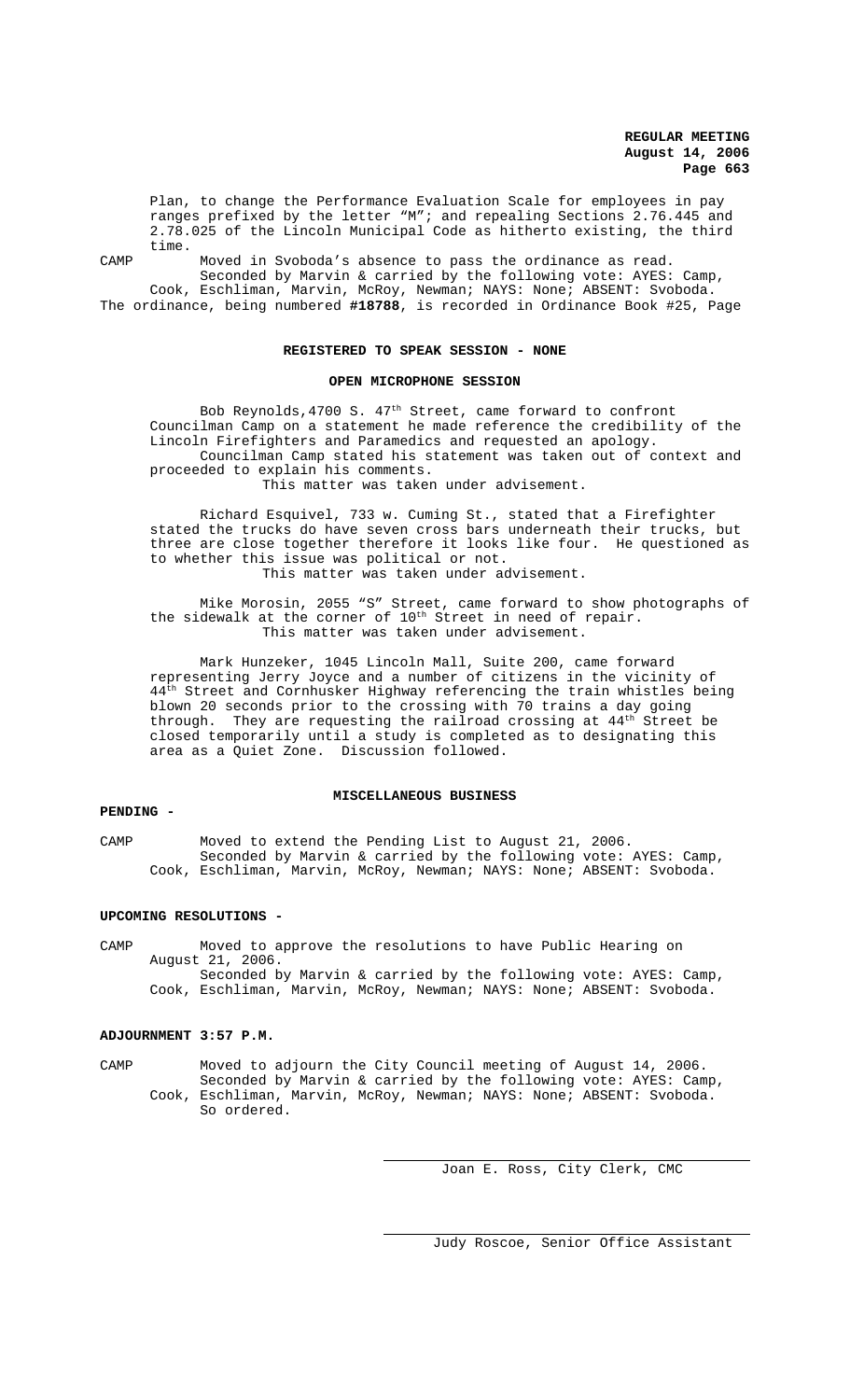Plan, to change the Performance Evaluation Scale for employees in pay ranges prefixed by the letter "M"; and repealing Sections 2.76.445 and 2.78.025 of the Lincoln Municipal Code as hitherto existing, the third time.

CAMP Moved in Svoboda's absence to pass the ordinance as read.
Seconded by Marvin & carried by the following vote: AYES: Camp, Cook, Eschliman, Marvin, McRoy, Newman; NAYS: None; ABSENT: Svoboda.

The ordinance, being numbered **#18788**, is recorded in Ordinance Book #25, Page

## REGISTERED TO SPEAK SESSION - NONE

## OPEN MICROPHONE SESSION

Bob Reynolds,4700 S. 47th Street, came forward to confront Councilman Camp on a statement he made reference the credibility of the Lincoln Firefighters and Paramedics and requested an apology.
Councilman Camp stated his statement was taken out of context and proceeded to explain his comments.
This matter was taken under advisement.

Richard Esquivel, 733 w. Cuming St., stated that a Firefighter stated the trucks do have seven cross bars underneath their trucks, but three are close together therefore it looks like four. He questioned as to whether this issue was political or not.
This matter was taken under advisement.

Mike Morosin, 2055 "S" Street, came forward to show photographs of the sidewalk at the corner of 10th Street in need of repair.
This matter was taken under advisement.

Mark Hunzeker, 1045 Lincoln Mall, Suite 200, came forward representing Jerry Joyce and a number of citizens in the vicinity of 44th Street and Cornhusker Highway referencing the train whistles being blown 20 seconds prior to the crossing with 70 trains a day going through. They are requesting the railroad crossing at 44th Street be closed temporarily until a study is completed as to designating this area as a Quiet Zone. Discussion followed.

## MISCELLANEOUS BUSINESS

**PENDING -**

CAMP Moved to extend the Pending List to August 21, 2006.
Seconded by Marvin & carried by the following vote: AYES: Camp, Cook, Eschliman, Marvin, McRoy, Newman; NAYS: None; ABSENT: Svoboda.

**UPCOMING RESOLUTIONS -**

CAMP Moved to approve the resolutions to have Public Hearing on August 21, 2006.
Seconded by Marvin & carried by the following vote: AYES: Camp, Cook, Eschliman, Marvin, McRoy, Newman; NAYS: None; ABSENT: Svoboda.

**ADJOURNMENT 3:57 P.M.**

CAMP Moved to adjourn the City Council meeting of August 14, 2006.
Seconded by Marvin & carried by the following vote: AYES: Camp, Cook, Eschliman, Marvin, McRoy, Newman; NAYS: None; ABSENT: Svoboda.
So ordered.

Joan E. Ross, City Clerk, CMC

Judy Roscoe, Senior Office Assistant